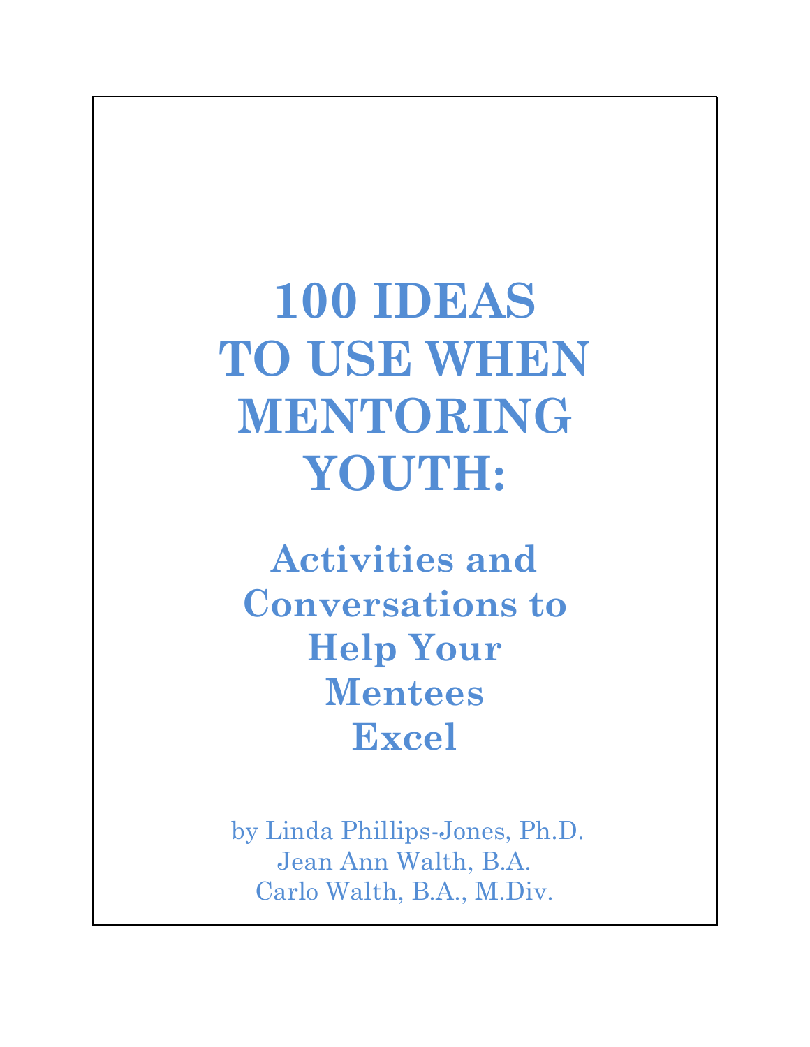# 100 IDEAS TO USE WHEN MENTORING YOUTH:

## Activities and Conversations to Help Your Mentees Excel

by Linda Phillips-Jones, Ph.D.
Jean Ann Walth, B.A.
Carlo Walth, B.A., M.Div.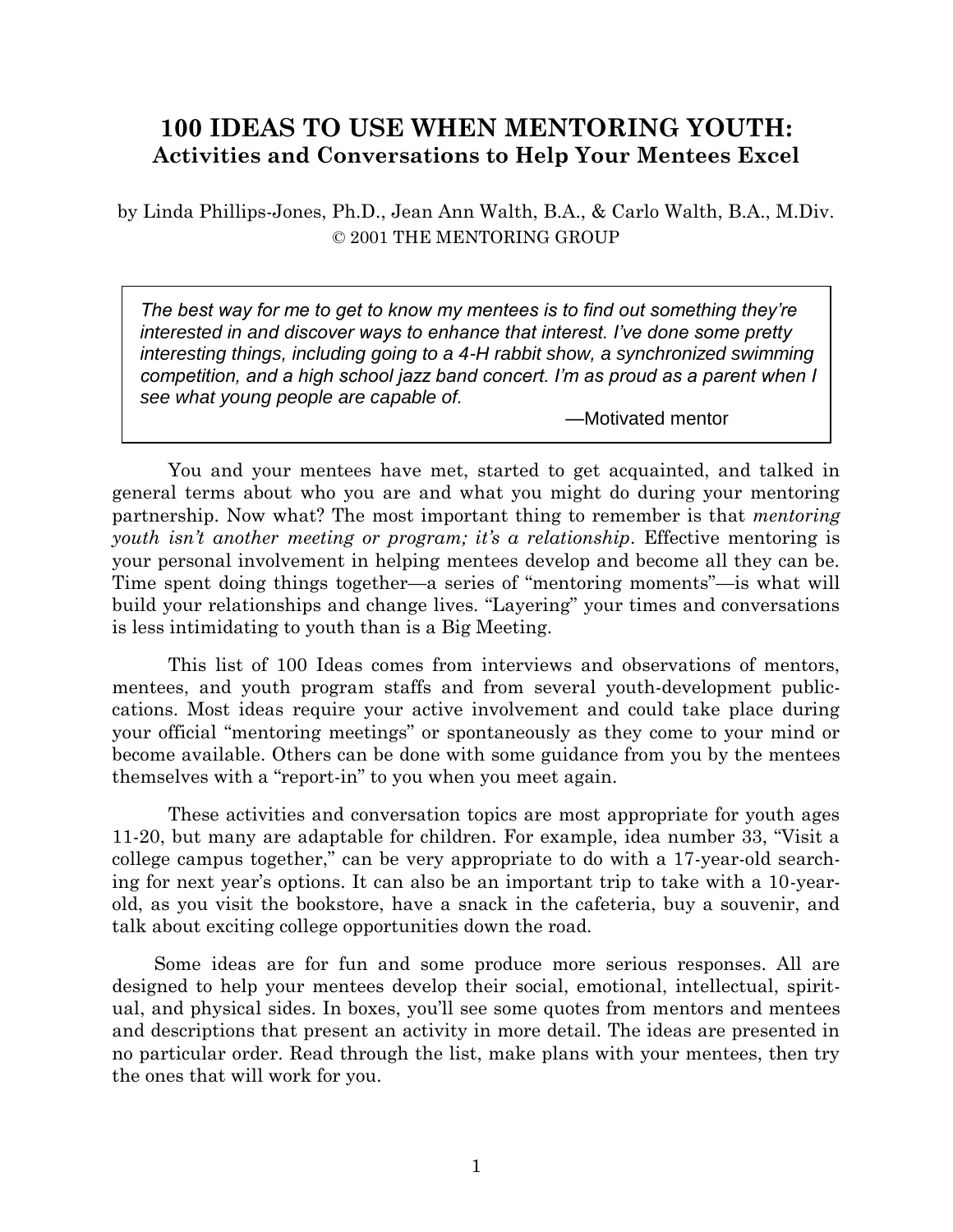# 100 IDEAS TO USE WHEN MENTORING YOUTH:
## Activities and Conversations to Help Your Mentees Excel

by Linda Phillips-Jones, Ph.D., Jean Ann Walth, B.A., & Carlo Walth, B.A., M.Div.
© 2001 THE MENTORING GROUP

> *The best way for me to get to know my mentees is to find out something they're interested in and discover ways to enhance that interest. I've done some pretty interesting things, including going to a 4-H rabbit show, a synchronized swimming competition, and a high school jazz band concert. I'm as proud as a parent when I see what young people are capable of.*
>
> —Motivated mentor

You and your mentees have met, started to get acquainted, and talked in general terms about who you are and what you might do during your mentoring partnership. Now what? The most important thing to remember is that *mentoring youth isn't another meeting or program; it's a relationship*. Effective mentoring is your personal involvement in helping mentees develop and become all they can be. Time spent doing things together—a series of "mentoring moments"—is what will build your relationships and change lives. "Layering" your times and conversations is less intimidating to youth than is a Big Meeting.

This list of 100 Ideas comes from interviews and observations of mentors, mentees, and youth program staffs and from several youth-development publications. Most ideas require your active involvement and could take place during your official "mentoring meetings" or spontaneously as they come to your mind or become available. Others can be done with some guidance from you by the mentees themselves with a "report-in" to you when you meet again.

These activities and conversation topics are most appropriate for youth ages 11-20, but many are adaptable for children. For example, idea number 33, "Visit a college campus together," can be very appropriate to do with a 17-year-old searching for next year's options. It can also be an important trip to take with a 10-year-old, as you visit the bookstore, have a snack in the cafeteria, buy a souvenir, and talk about exciting college opportunities down the road.

Some ideas are for fun and some produce more serious responses. All are designed to help your mentees develop their social, emotional, intellectual, spiritual, and physical sides. In boxes, you'll see some quotes from mentors and mentees and descriptions that present an activity in more detail. The ideas are presented in no particular order. Read through the list, make plans with your mentees, then try the ones that will work for you.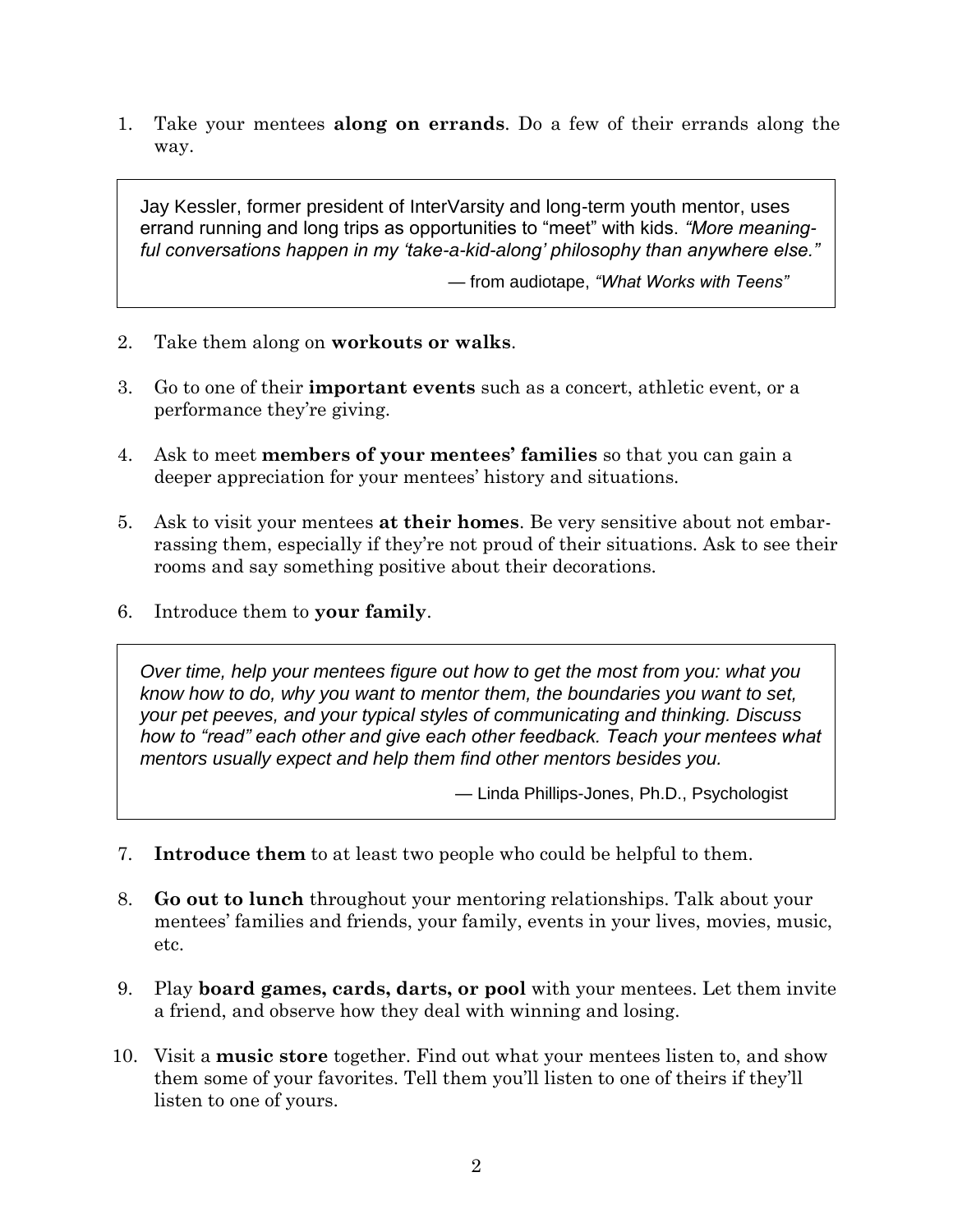1. Take your mentees **along on errands**. Do a few of their errands along the way.

> Jay Kessler, former president of InterVarsity and long-term youth mentor, uses errand running and long trips as opportunities to "meet" with kids. *"More meaningful conversations happen in my 'take-a-kid-along' philosophy than anywhere else."*
>
> — from audiotape, *"What Works with Teens"*

2. Take them along on **workouts or walks**.

3. Go to one of their **important events** such as a concert, athletic event, or a performance they're giving.

4. Ask to meet **members of your mentees' families** so that you can gain a deeper appreciation for your mentees' history and situations.

5. Ask to visit your mentees **at their homes**. Be very sensitive about not embarrassing them, especially if they're not proud of their situations. Ask to see their rooms and say something positive about their decorations.

6. Introduce them to **your family**.

> *Over time, help your mentees figure out how to get the most from you: what you know how to do, why you want to mentor them, the boundaries you want to set, your pet peeves, and your typical styles of communicating and thinking. Discuss how to "read" each other and give each other feedback. Teach your mentees what mentors usually expect and help them find other mentors besides you.*
>
> — Linda Phillips-Jones, Ph.D., Psychologist

7. **Introduce them** to at least two people who could be helpful to them.

8. **Go out to lunch** throughout your mentoring relationships. Talk about your mentees' families and friends, your family, events in your lives, movies, music, etc.

9. Play **board games, cards, darts, or pool** with your mentees. Let them invite a friend, and observe how they deal with winning and losing.

10. Visit a **music store** together. Find out what your mentees listen to, and show them some of your favorites. Tell them you'll listen to one of theirs if they'll listen to one of yours.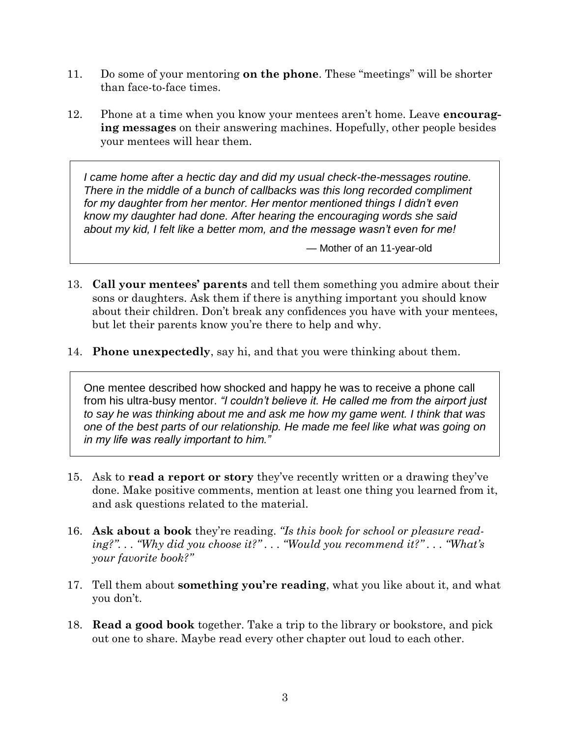11. Do some of your mentoring **on the phone**. These "meetings" will be shorter than face-to-face times.

12. Phone at a time when you know your mentees aren't home. Leave **encouraging messages** on their answering machines. Hopefully, other people besides your mentees will hear them.

> *I came home after a hectic day and did my usual check-the-messages routine. There in the middle of a bunch of callbacks was this long recorded compliment for my daughter from her mentor. Her mentor mentioned things I didn't even know my daughter had done. After hearing the encouraging words she said about my kid, I felt like a better mom, and the message wasn't even for me!*
>
> — Mother of an 11-year-old

13. **Call your mentees' parents** and tell them something you admire about their sons or daughters. Ask them if there is anything important you should know about their children. Don't break any confidences you have with your mentees, but let their parents know you're there to help and why.

14. **Phone unexpectedly**, say hi, and that you were thinking about them.

> One mentee described how shocked and happy he was to receive a phone call from his ultra-busy mentor. *"I couldn't believe it. He called me from the airport just to say he was thinking about me and ask me how my game went. I think that was one of the best parts of our relationship. He made me feel like what was going on in my life was really important to him."*

15. Ask to **read a report or story** they've recently written or a drawing they've done. Make positive comments, mention at least one thing you learned from it, and ask questions related to the material.

16. **Ask about a book** they're reading. *"Is this book for school or pleasure reading?"*. . . *"Why did you choose it?"* . . . *"Would you recommend it?"* . . . *"What's your favorite book?"*

17. Tell them about **something you're reading**, what you like about it, and what you don't.

18. **Read a good book** together. Take a trip to the library or bookstore, and pick out one to share. Maybe read every other chapter out loud to each other.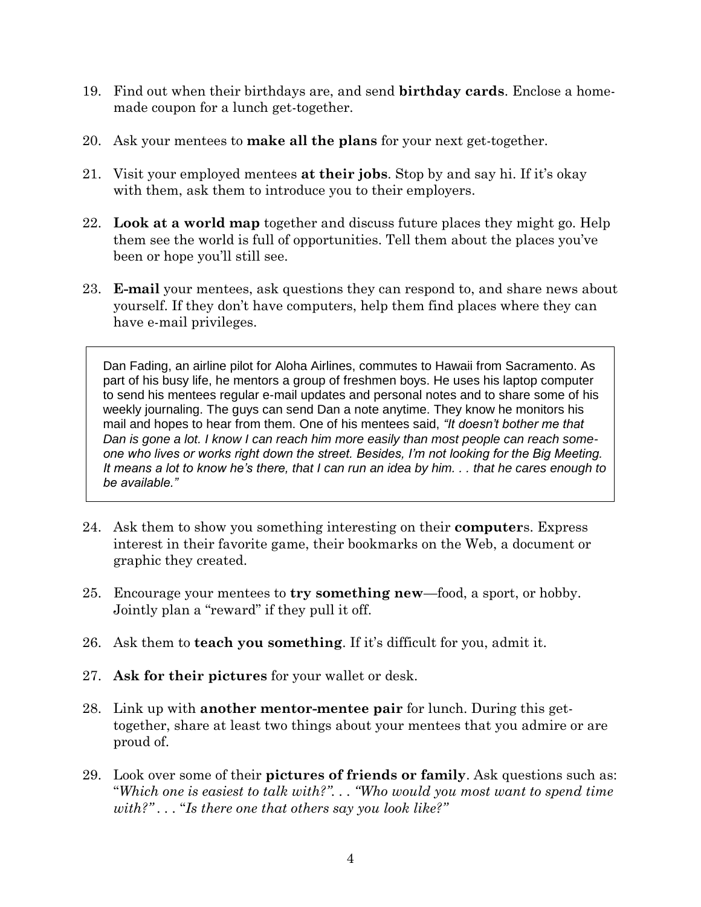19. Find out when their birthdays are, and send **birthday cards**. Enclose a home-made coupon for a lunch get-together.

20. Ask your mentees to **make all the plans** for your next get-together.

21. Visit your employed mentees **at their jobs**. Stop by and say hi. If it's okay with them, ask them to introduce you to their employers.

22. **Look at a world map** together and discuss future places they might go. Help them see the world is full of opportunities. Tell them about the places you've been or hope you'll still see.

23. **E-mail** your mentees, ask questions they can respond to, and share news about yourself. If they don't have computers, help them find places where they can have e-mail privileges.

> Dan Fading, an airline pilot for Aloha Airlines, commutes to Hawaii from Sacramento. As part of his busy life, he mentors a group of freshmen boys. He uses his laptop computer to send his mentees regular e-mail updates and personal notes and to share some of his weekly journaling. The guys can send Dan a note anytime. They know he monitors his mail and hopes to hear from them. One of his mentees said, *"It doesn't bother me that Dan is gone a lot. I know I can reach him more easily than most people can reach someone who lives or works right down the street. Besides, I'm not looking for the Big Meeting. It means a lot to know he's there, that I can run an idea by him. . . that he cares enough to be available."*

24. Ask them to show you something interesting on their **computer**s. Express interest in their favorite game, their bookmarks on the Web, a document or graphic they created.

25. Encourage your mentees to **try something new**—food, a sport, or hobby. Jointly plan a "reward" if they pull it off.

26. Ask them to **teach you something**. If it's difficult for you, admit it.

27. **Ask for their pictures** for your wallet or desk.

28. Link up with **another mentor-mentee pair** for lunch. During this get-together, share at least two things about your mentees that you admire or are proud of.

29. Look over some of their **pictures of friends or family**. Ask questions such as: "*Which one is easiest to talk with?*". . . *"Who would you most want to spend time with?"* . . . "*Is there one that others say you look like?"*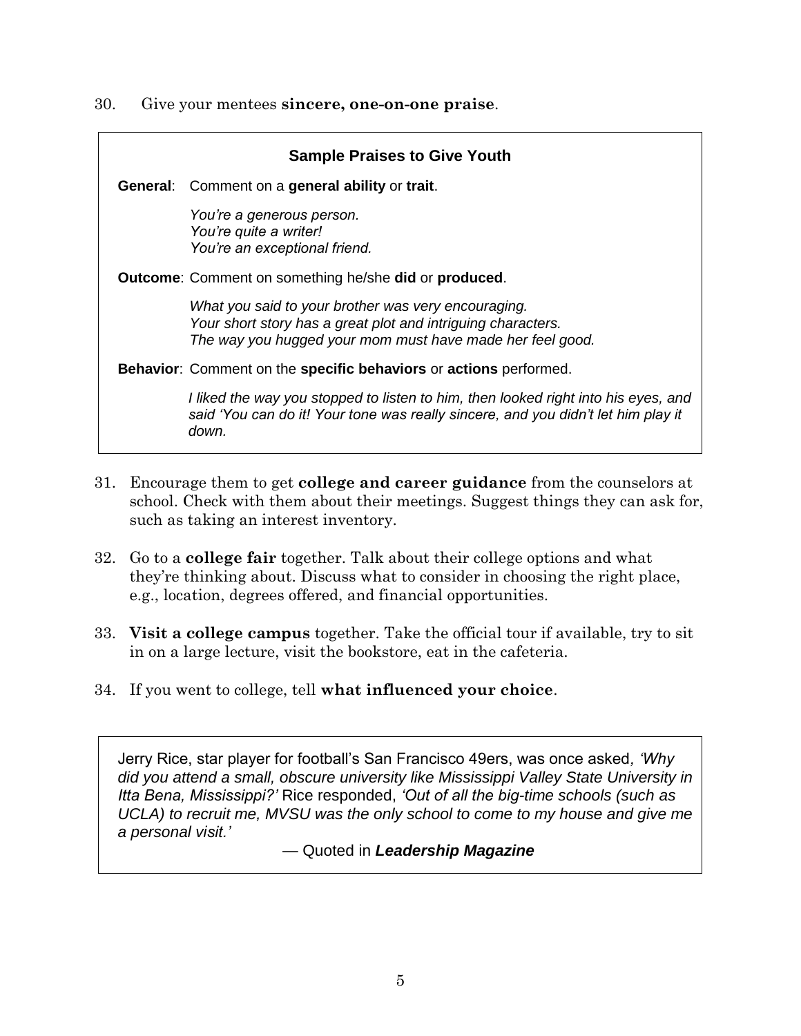30. Give your mentees **sincere, one-on-one praise**.

> **Sample Praises to Give Youth**
>
> **General**: Comment on a **general ability** or **trait**.
>
> *You're a generous person.*
> *You're quite a writer!*
> *You're an exceptional friend.*
>
> **Outcome**: Comment on something he/she **did** or **produced**.
>
> *What you said to your brother was very encouraging.*
> *Your short story has a great plot and intriguing characters.*
> *The way you hugged your mom must have made her feel good.*
>
> **Behavior**: Comment on the **specific behaviors** or **actions** performed.
>
> *I liked the way you stopped to listen to him, then looked right into his eyes, and said 'You can do it! Your tone was really sincere, and you didn't let him play it down.*

31. Encourage them to get **college and career guidance** from the counselors at school. Check with them about their meetings. Suggest things they can ask for, such as taking an interest inventory.

32. Go to a **college fair** together. Talk about their college options and what they're thinking about. Discuss what to consider in choosing the right place, e.g., location, degrees offered, and financial opportunities.

33. **Visit a college campus** together. Take the official tour if available, try to sit in on a large lecture, visit the bookstore, eat in the cafeteria.

34. If you went to college, tell **what influenced your choice**.

> Jerry Rice, star player for football's San Francisco 49ers, was once asked, *'Why did you attend a small, obscure university like Mississippi Valley State University in Itta Bena, Mississippi?'* Rice responded, *'Out of all the big-time schools (such as UCLA) to recruit me, MVSU was the only school to come to my house and give me a personal visit.'*
>
> — Quoted in ***Leadership Magazine***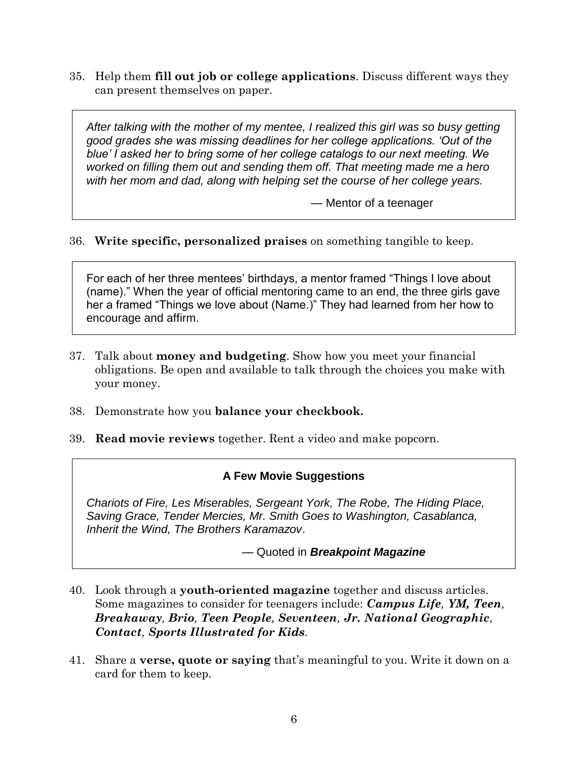35. Help them **fill out job or college applications**. Discuss different ways they can present themselves on paper.

> *After talking with the mother of my mentee, I realized this girl was so busy getting good grades she was missing deadlines for her college applications. 'Out of the blue' I asked her to bring some of her college catalogs to our next meeting. We worked on filling them out and sending them off. That meeting made me a hero with her mom and dad, along with helping set the course of her college years.*
>
> — Mentor of a teenager

36. **Write specific, personalized praises** on something tangible to keep.

> For each of her three mentees' birthdays, a mentor framed "Things I love about (name)." When the year of official mentoring came to an end, the three girls gave her a framed "Things we love about (Name.)" They had learned from her how to encourage and affirm.

37. Talk about **money and budgeting**. Show how you meet your financial obligations. Be open and available to talk through the choices you make with your money.

38. Demonstrate how you **balance your checkbook.**

39. **Read movie reviews** together. Rent a video and make popcorn.

> **A Few Movie Suggestions**
>
> *Chariots of Fire, Les Miserables, Sergeant York, The Robe, The Hiding Place, Saving Grace, Tender Mercies, Mr. Smith Goes to Washington, Casablanca, Inherit the Wind, The Brothers Karamazov*.
>
> — Quoted in ***Breakpoint Magazine***

40. Look through a **youth-oriented magazine** together and discuss articles. Some magazines to consider for teenagers include: ***Campus Life, YM, Teen, Breakaway, Brio, Teen People, Seventeen, Jr. National Geographic, Contact, Sports Illustrated for Kids***.

41. Share a **verse, quote or saying** that's meaningful to you. Write it down on a card for them to keep.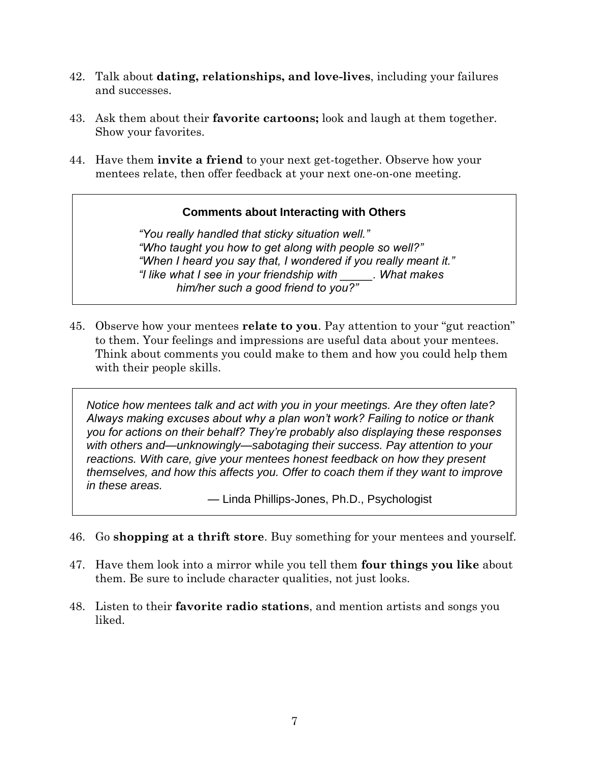42. Talk about **dating, relationships, and love-lives**, including your failures and successes.

43. Ask them about their **favorite cartoons;** look and laugh at them together. Show your favorites.

44. Have them **invite a friend** to your next get-together. Observe how your mentees relate, then offer feedback at your next one-on-one meeting.

> **Comments about Interacting with Others**
>
> *"You really handled that sticky situation well."*
> *"Who taught you how to get along with people so well?"*
> *"When I heard you say that, I wondered if you really meant it."*
> *"I like what I see in your friendship with _____. What makes him/her such a good friend to you?"*

45. Observe how your mentees **relate to you**. Pay attention to your "gut reaction" to them. Your feelings and impressions are useful data about your mentees. Think about comments you could make to them and how you could help them with their people skills.

> *Notice how mentees talk and act with you in your meetings. Are they often late? Always making excuses about why a plan won't work? Failing to notice or thank you for actions on their behalf? They're probably also displaying these responses with others and—unknowingly—sabotaging their success. Pay attention to your reactions. With care, give your mentees honest feedback on how they present themselves, and how this affects you. Offer to coach them if they want to improve in these areas.*
>
> — Linda Phillips-Jones, Ph.D., Psychologist

46. Go **shopping at a thrift store**. Buy something for your mentees and yourself.

47. Have them look into a mirror while you tell them **four things you like** about them. Be sure to include character qualities, not just looks.

48. Listen to their **favorite radio stations**, and mention artists and songs you liked.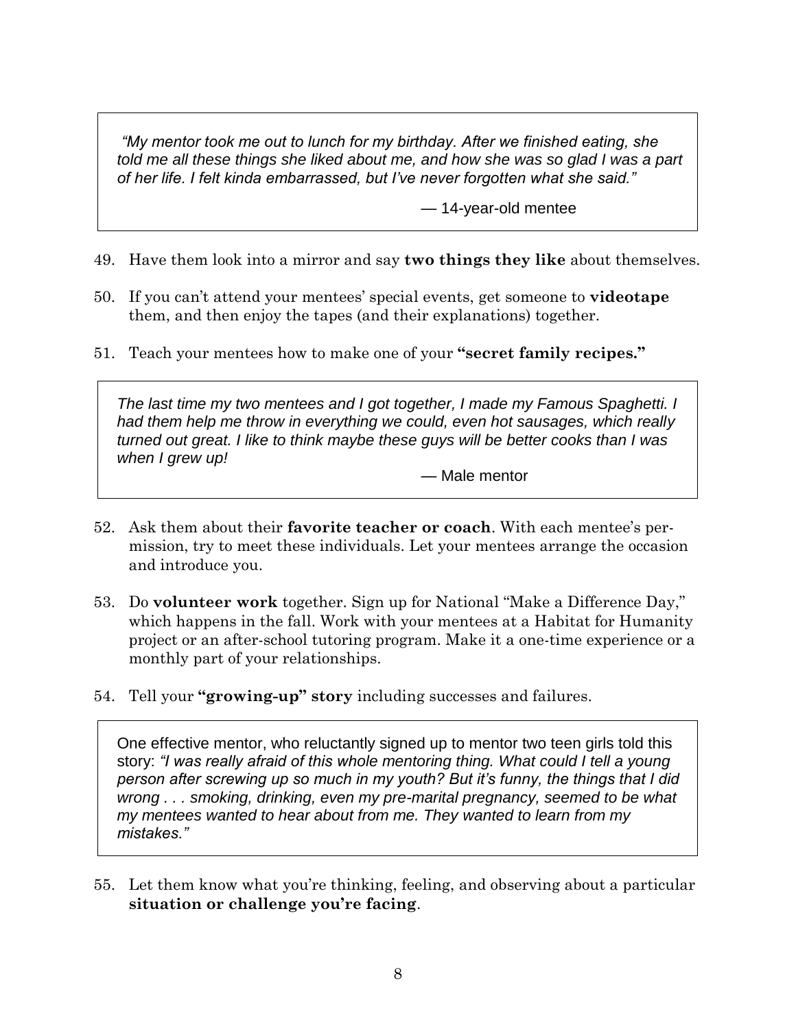> *"My mentor took me out to lunch for my birthday. After we finished eating, she told me all these things she liked about me, and how she was so glad I was a part of her life. I felt kinda embarrassed, but I've never forgotten what she said."*
>
> — 14-year-old mentee

49. Have them look into a mirror and say **two things they like** about themselves.

50. If you can't attend your mentees' special events, get someone to **videotape** them, and then enjoy the tapes (and their explanations) together.

51. Teach your mentees how to make one of your **"secret family recipes."**

> *The last time my two mentees and I got together, I made my Famous Spaghetti. I had them help me throw in everything we could, even hot sausages, which really turned out great. I like to think maybe these guys will be better cooks than I was when I grew up!*
>
> — Male mentor

52. Ask them about their **favorite teacher or coach**. With each mentee's permission, try to meet these individuals. Let your mentees arrange the occasion and introduce you.

53. Do **volunteer work** together. Sign up for National "Make a Difference Day," which happens in the fall. Work with your mentees at a Habitat for Humanity project or an after-school tutoring program. Make it a one-time experience or a monthly part of your relationships.

54. Tell your **"growing-up" story** including successes and failures.

> One effective mentor, who reluctantly signed up to mentor two teen girls told this story: *"I was really afraid of this whole mentoring thing. What could I tell a young person after screwing up so much in my youth? But it's funny, the things that I did wrong . . . smoking, drinking, even my pre-marital pregnancy, seemed to be what my mentees wanted to hear about from me. They wanted to learn from my mistakes."*

55. Let them know what you're thinking, feeling, and observing about a particular **situation or challenge you're facing**.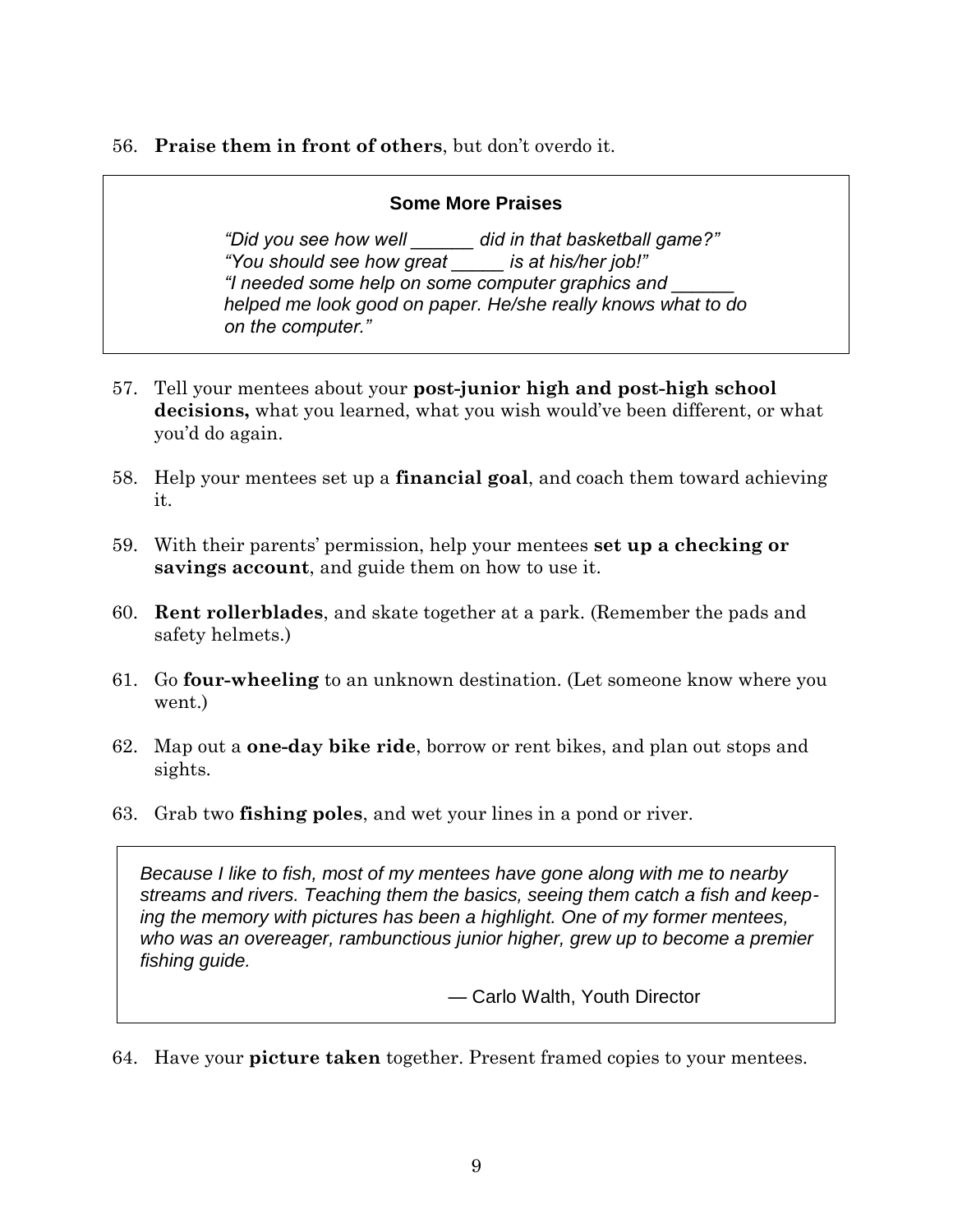56. **Praise them in front of others**, but don't overdo it.

> **Some More Praises**
>
> *"Did you see how well ______ did in that basketball game?"*
> *"You should see how great _____ is at his/her job!"*
> *"I needed some help on some computer graphics and ______ helped me look good on paper. He/she really knows what to do on the computer."*

57. Tell your mentees about your **post-junior high and post-high school decisions,** what you learned, what you wish would've been different, or what you'd do again.

58. Help your mentees set up a **financial goal**, and coach them toward achieving it.

59. With their parents' permission, help your mentees **set up a checking or savings account**, and guide them on how to use it.

60. **Rent rollerblades**, and skate together at a park. (Remember the pads and safety helmets.)

61. Go **four-wheeling** to an unknown destination. (Let someone know where you went.)

62. Map out a **one-day bike ride**, borrow or rent bikes, and plan out stops and sights.

63. Grab two **fishing poles**, and wet your lines in a pond or river.

> *Because I like to fish, most of my mentees have gone along with me to nearby streams and rivers. Teaching them the basics, seeing them catch a fish and keeping the memory with pictures has been a highlight. One of my former mentees, who was an overeager, rambunctious junior higher, grew up to become a premier fishing guide.*
>
> — Carlo Walth, Youth Director

64. Have your **picture taken** together. Present framed copies to your mentees.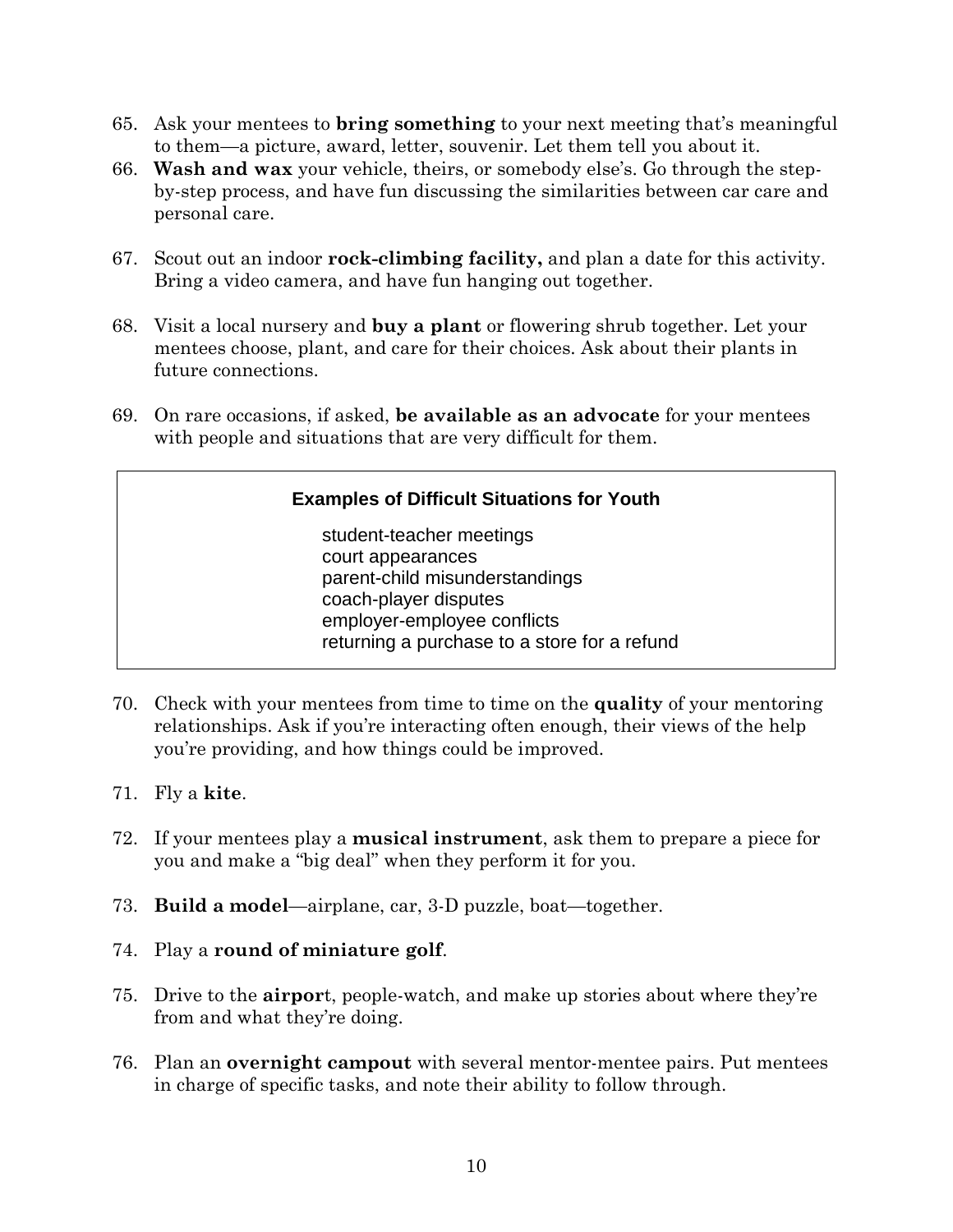65. Ask your mentees to **bring something** to your next meeting that's meaningful to them—a picture, award, letter, souvenir. Let them tell you about it.
66. **Wash and wax** your vehicle, theirs, or somebody else's. Go through the step-by-step process, and have fun discussing the similarities between car care and personal care.
67. Scout out an indoor **rock-climbing facility,** and plan a date for this activity. Bring a video camera, and have fun hanging out together.
68. Visit a local nursery and **buy a plant** or flowering shrub together. Let your mentees choose, plant, and care for their choices. Ask about their plants in future connections.
69. On rare occasions, if asked, **be available as an advocate** for your mentees with people and situations that are very difficult for them.

> **Examples of Difficult Situations for Youth**
>
> student-teacher meetings
> court appearances
> parent-child misunderstandings
> coach-player disputes
> employer-employee conflicts
> returning a purchase to a store for a refund

70. Check with your mentees from time to time on the **quality** of your mentoring relationships. Ask if you're interacting often enough, their views of the help you're providing, and how things could be improved.
71. Fly a **kite**.
72. If your mentees play a **musical instrument**, ask them to prepare a piece for you and make a "big deal" when they perform it for you.
73. **Build a model**—airplane, car, 3-D puzzle, boat—together.
74. Play a **round of miniature golf**.
75. Drive to the **airpor**t, people-watch, and make up stories about where they're from and what they're doing.
76. Plan an **overnight campout** with several mentor-mentee pairs. Put mentees in charge of specific tasks, and note their ability to follow through.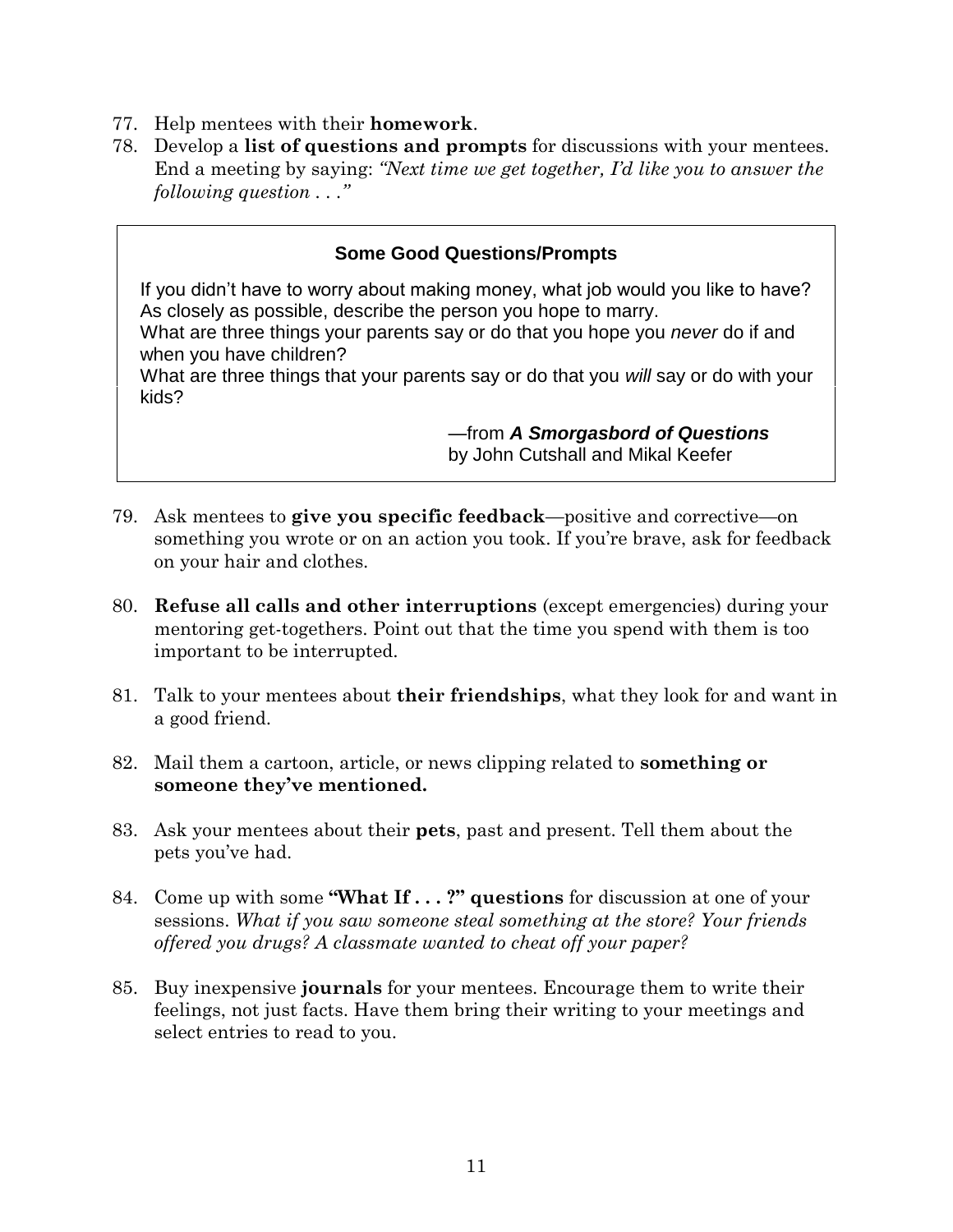77. Help mentees with their **homework**.
78. Develop a **list of questions and prompts** for discussions with your mentees. End a meeting by saying: *"Next time we get together, I'd like you to answer the following question . . ."*

> **Some Good Questions/Prompts**
>
> If you didn't have to worry about making money, what job would you like to have?
> As closely as possible, describe the person you hope to marry.
> What are three things your parents say or do that you hope you *never* do if and when you have children?
> What are three things that your parents say or do that you *will* say or do with your kids?
>
> —from ***A Smorgasbord of Questions*** by John Cutshall and Mikal Keefer

79. Ask mentees to **give you specific feedback**—positive and corrective—on something you wrote or on an action you took. If you're brave, ask for feedback on your hair and clothes.

80. **Refuse all calls and other interruptions** (except emergencies) during your mentoring get-togethers. Point out that the time you spend with them is too important to be interrupted.

81. Talk to your mentees about **their friendships**, what they look for and want in a good friend.

82. Mail them a cartoon, article, or news clipping related to **something or someone they've mentioned.**

83. Ask your mentees about their **pets**, past and present. Tell them about the pets you've had.

84. Come up with some **"What If . . . ?" questions** for discussion at one of your sessions. *What if you saw someone steal something at the store? Your friends offered you drugs? A classmate wanted to cheat off your paper?*

85. Buy inexpensive **journals** for your mentees. Encourage them to write their feelings, not just facts. Have them bring their writing to your meetings and select entries to read to you.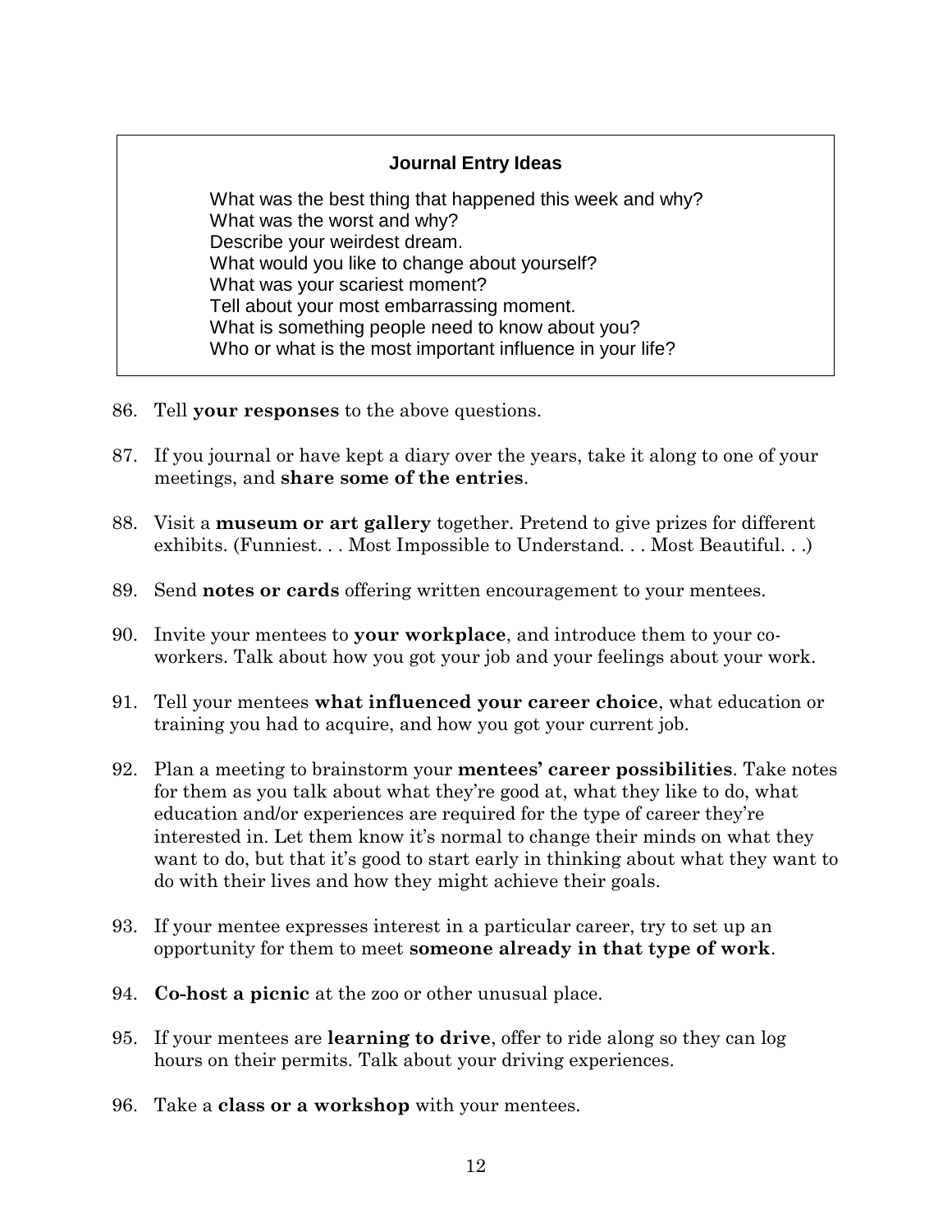**Journal Entry Ideas**

What was the best thing that happened this week and why?
What was the worst and why?
Describe your weirdest dream.
What would you like to change about yourself?
What was your scariest moment?
Tell about your most embarrassing moment.
What is something people need to know about you?
Who or what is the most important influence in your life?

86. Tell **your responses** to the above questions.

87. If you journal or have kept a diary over the years, take it along to one of your meetings, and **share some of the entries**.

88. Visit a **museum or art gallery** together. Pretend to give prizes for different exhibits. (Funniest. . . Most Impossible to Understand. . . Most Beautiful. . .)

89. Send **notes or cards** offering written encouragement to your mentees.

90. Invite your mentees to **your workplace**, and introduce them to your co-workers. Talk about how you got your job and your feelings about your work.

91. Tell your mentees **what influenced your career choice**, what education or training you had to acquire, and how you got your current job.

92. Plan a meeting to brainstorm your **mentees' career possibilities**. Take notes for them as you talk about what they're good at, what they like to do, what education and/or experiences are required for the type of career they're interested in. Let them know it's normal to change their minds on what they want to do, but that it's good to start early in thinking about what they want to do with their lives and how they might achieve their goals.

93. If your mentee expresses interest in a particular career, try to set up an opportunity for them to meet **someone already in that type of work**.

94. **Co-host a picnic** at the zoo or other unusual place.

95. If your mentees are **learning to drive**, offer to ride along so they can log hours on their permits. Talk about your driving experiences.

96. Take a **class or a workshop** with your mentees.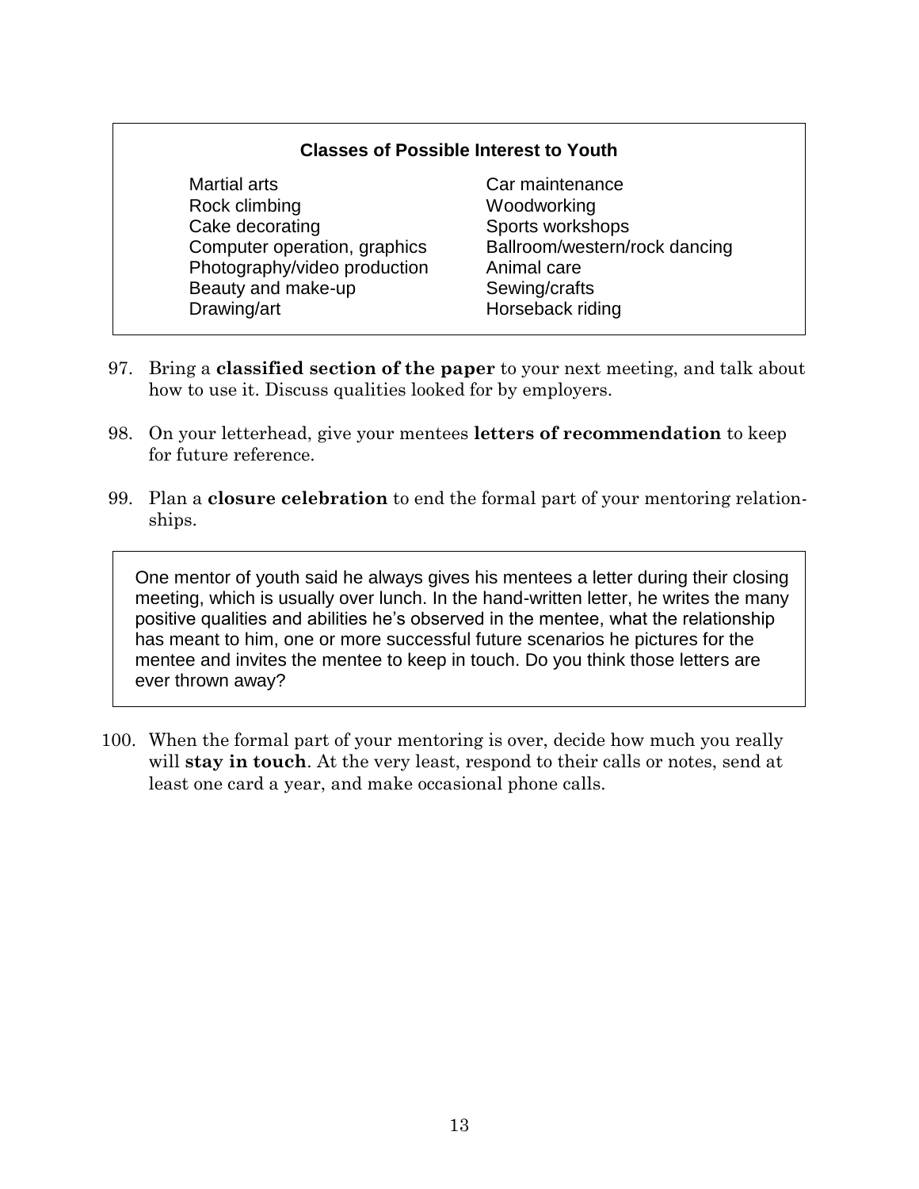**Classes of Possible Interest to Youth**

- Martial arts
- Rock climbing
- Cake decorating
- Computer operation, graphics
- Photography/video production
- Beauty and make-up
- Drawing/art
- Car maintenance
- Woodworking
- Sports workshops
- Ballroom/western/rock dancing
- Animal care
- Sewing/crafts
- Horseback riding

97. Bring a **classified section of the paper** to your next meeting, and talk about how to use it. Discuss qualities looked for by employers.

98. On your letterhead, give your mentees **letters of recommendation** to keep for future reference.

99. Plan a **closure celebration** to end the formal part of your mentoring relationships.

> One mentor of youth said he always gives his mentees a letter during their closing meeting, which is usually over lunch. In the hand-written letter, he writes the many positive qualities and abilities he's observed in the mentee, what the relationship has meant to him, one or more successful future scenarios he pictures for the mentee and invites the mentee to keep in touch. Do you think those letters are ever thrown away?

100. When the formal part of your mentoring is over, decide how much you really will **stay in touch**. At the very least, respond to their calls or notes, send at least one card a year, and make occasional phone calls.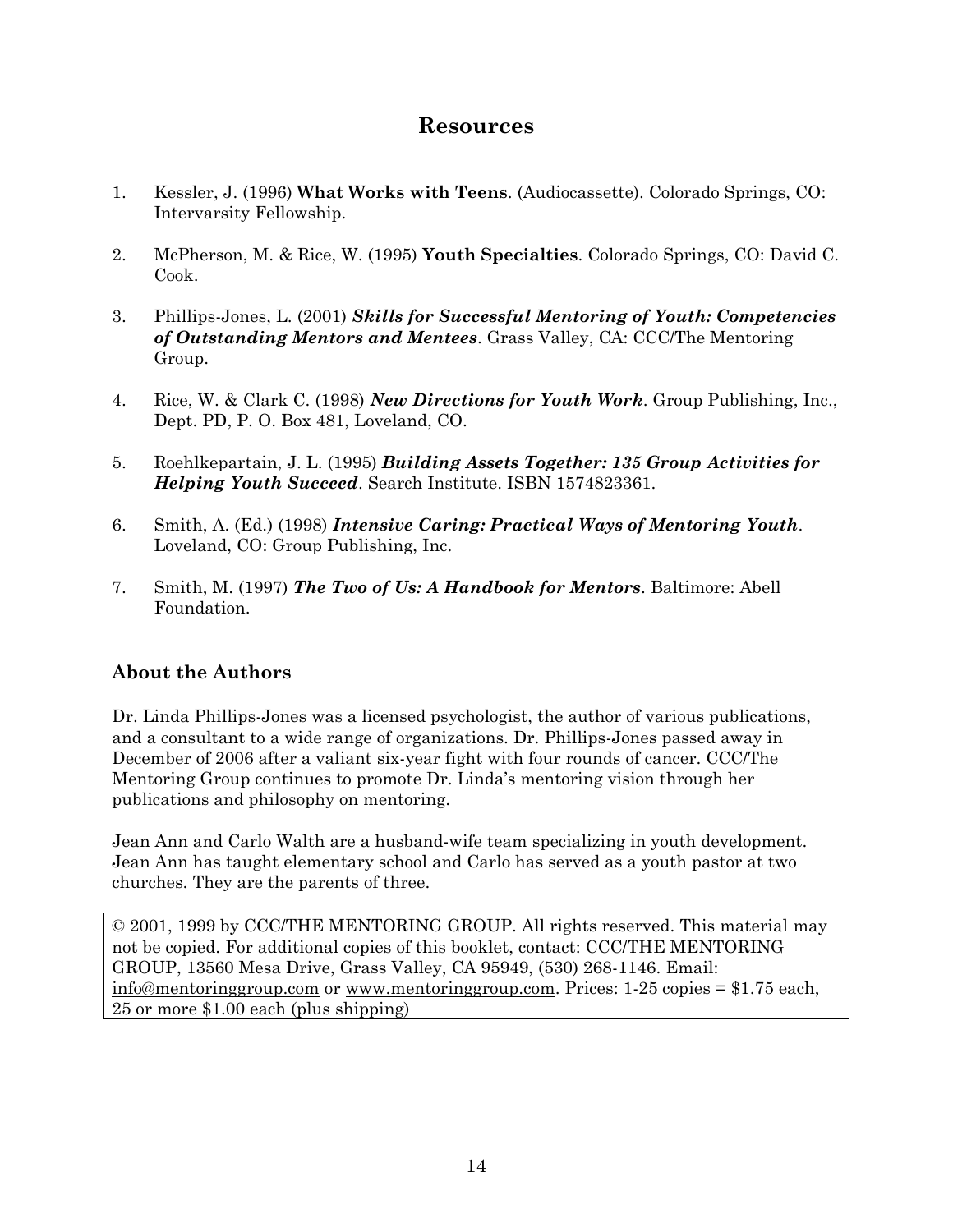## Resources

1. Kessler, J. (1996) **What Works with Teens**. (Audiocassette). Colorado Springs, CO: Intervarsity Fellowship.

2. McPherson, M. & Rice, W. (1995) **Youth Specialties**. Colorado Springs, CO: David C. Cook.

3. Phillips-Jones, L. (2001) ***Skills for Successful Mentoring of Youth: Competencies of Outstanding Mentors and Mentees***. Grass Valley, CA: CCC/The Mentoring Group.

4. Rice, W. & Clark C. (1998) ***New Directions for Youth Work***. Group Publishing, Inc., Dept. PD, P. O. Box 481, Loveland, CO.

5. Roehlkepartain, J. L. (1995) ***Building Assets Together: 135 Group Activities for Helping Youth Succeed***. Search Institute. ISBN 1574823361.

6. Smith, A. (Ed.) (1998) ***Intensive Caring: Practical Ways of Mentoring Youth***. Loveland, CO: Group Publishing, Inc.

7. Smith, M. (1997) ***The Two of Us: A Handbook for Mentors***. Baltimore: Abell Foundation.

### About the Authors

Dr. Linda Phillips-Jones was a licensed psychologist, the author of various publications, and a consultant to a wide range of organizations. Dr. Phillips-Jones passed away in December of 2006 after a valiant six-year fight with four rounds of cancer. CCC/The Mentoring Group continues to promote Dr. Linda's mentoring vision through her publications and philosophy on mentoring.

Jean Ann and Carlo Walth are a husband-wife team specializing in youth development. Jean Ann has taught elementary school and Carlo has served as a youth pastor at two churches. They are the parents of three.

© 2001, 1999 by CCC/THE MENTORING GROUP. All rights reserved. This material may not be copied. For additional copies of this booklet, contact: CCC/THE MENTORING GROUP, 13560 Mesa Drive, Grass Valley, CA 95949, (530) 268-1146. Email: info@mentoringgroup.com or www.mentoringgroup.com. Prices: 1-25 copies = $1.75 each, 25 or more $1.00 each (plus shipping)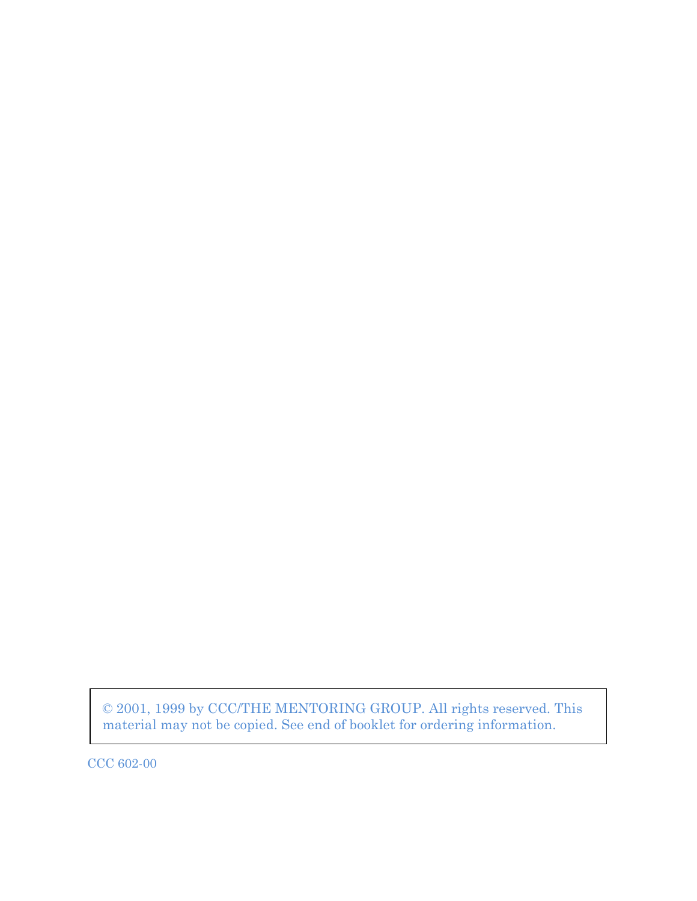© 2001, 1999 by CCC/THE MENTORING GROUP. All rights reserved. This material may not be copied. See end of booklet for ordering information.

CCC 602-00